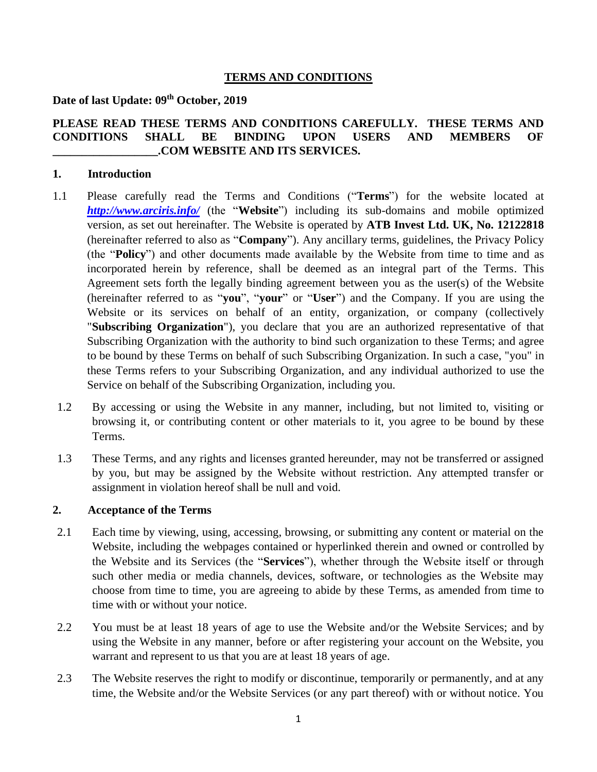# TERMS AND CONDITIONS

**Date of last Update: 09th October, 2019**

**PLEASE READ THESE TERMS AND CONDITIONS CAREFULLY. THESE TERMS AND CONDITIONS SHALL BE BINDING UPON USERS AND MEMBERS OF \_\_\_\_\_\_\_\_\_\_\_\_\_\_\_\_\_\_.COM WEBSITE AND ITS SERVICES.**

## 1. Introduction

1.1 Please carefully read the Terms and Conditions ("**Terms**") for the website located at ***http://www.arciris.info/*** (the "**Website**") including its sub-domains and mobile optimized version, as set out hereinafter. The Website is operated by **ATB Invest Ltd. UK, No. 12122818** (hereinafter referred to also as "**Company**"). Any ancillary terms, guidelines, the Privacy Policy (the "**Policy**") and other documents made available by the Website from time to time and as incorporated herein by reference, shall be deemed as an integral part of the Terms. This Agreement sets forth the legally binding agreement between you as the user(s) of the Website (hereinafter referred to as "**you**", "**your**" or "**User**") and the Company. If you are using the Website or its services on behalf of an entity, organization, or company (collectively "**Subscribing Organization**"), you declare that you are an authorized representative of that Subscribing Organization with the authority to bind such organization to these Terms; and agree to be bound by these Terms on behalf of such Subscribing Organization. In such a case, "you" in these Terms refers to your Subscribing Organization, and any individual authorized to use the Service on behalf of the Subscribing Organization, including you.

1.2 By accessing or using the Website in any manner, including, but not limited to, visiting or browsing it, or contributing content or other materials to it, you agree to be bound by these Terms.

1.3 These Terms, and any rights and licenses granted hereunder, may not be transferred or assigned by you, but may be assigned by the Website without restriction. Any attempted transfer or assignment in violation hereof shall be null and void.

## 2. Acceptance of the Terms

2.1 Each time by viewing, using, accessing, browsing, or submitting any content or material on the Website, including the webpages contained or hyperlinked therein and owned or controlled by the Website and its Services (the "**Services**"), whether through the Website itself or through such other media or media channels, devices, software, or technologies as the Website may choose from time to time, you are agreeing to abide by these Terms, as amended from time to time with or without your notice.

2.2 You must be at least 18 years of age to use the Website and/or the Website Services; and by using the Website in any manner, before or after registering your account on the Website, you warrant and represent to us that you are at least 18 years of age.

2.3 The Website reserves the right to modify or discontinue, temporarily or permanently, and at any time, the Website and/or the Website Services (or any part thereof) with or without notice. You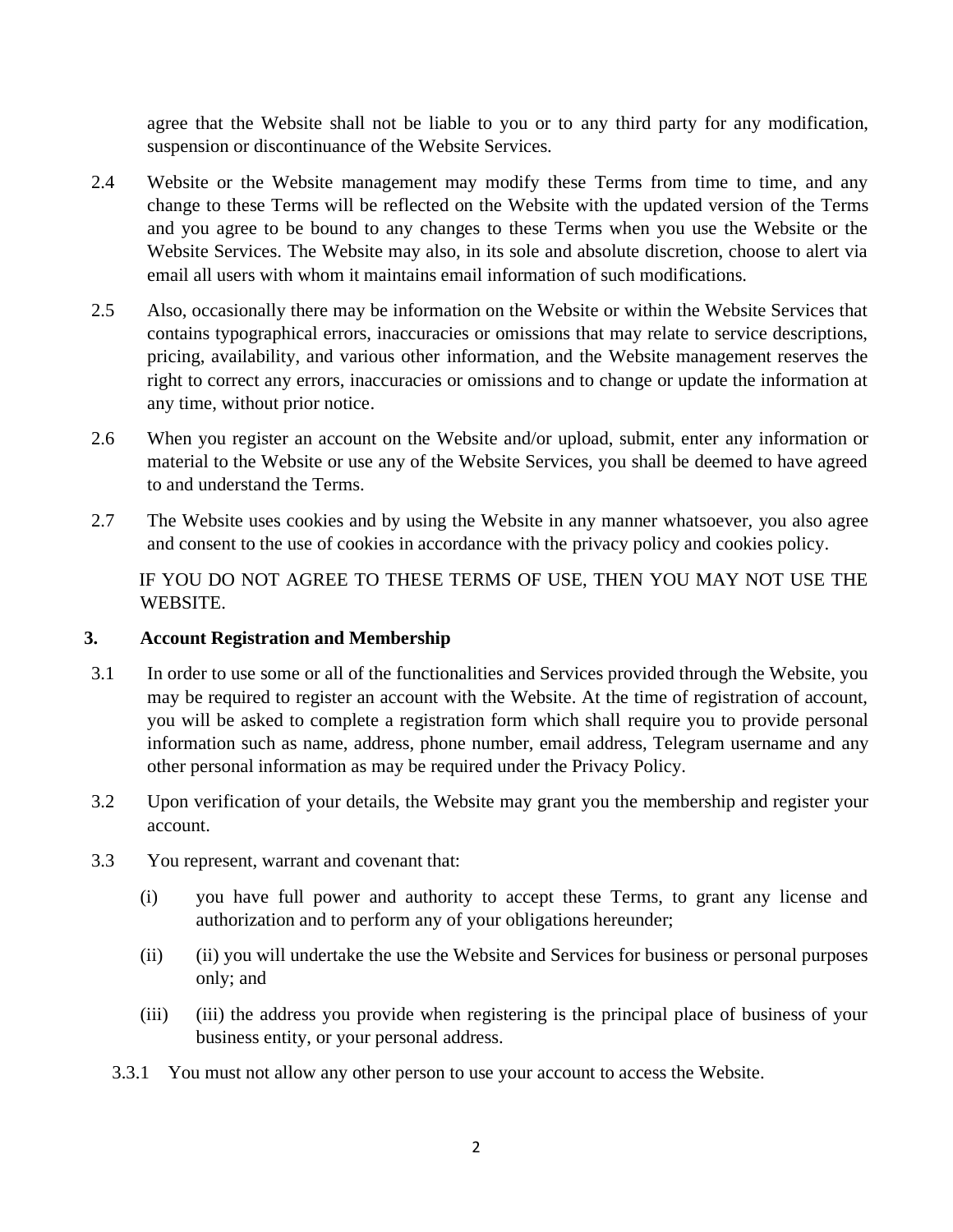agree that the Website shall not be liable to you or to any third party for any modification, suspension or discontinuance of the Website Services.

2.4 Website or the Website management may modify these Terms from time to time, and any change to these Terms will be reflected on the Website with the updated version of the Terms and you agree to be bound to any changes to these Terms when you use the Website or the Website Services. The Website may also, in its sole and absolute discretion, choose to alert via email all users with whom it maintains email information of such modifications.

2.5 Also, occasionally there may be information on the Website or within the Website Services that contains typographical errors, inaccuracies or omissions that may relate to service descriptions, pricing, availability, and various other information, and the Website management reserves the right to correct any errors, inaccuracies or omissions and to change or update the information at any time, without prior notice.

2.6 When you register an account on the Website and/or upload, submit, enter any information or material to the Website or use any of the Website Services, you shall be deemed to have agreed to and understand the Terms.

2.7 The Website uses cookies and by using the Website in any manner whatsoever, you also agree and consent to the use of cookies in accordance with the privacy policy and cookies policy.

IF YOU DO NOT AGREE TO THESE TERMS OF USE, THEN YOU MAY NOT USE THE WEBSITE.

## 3. Account Registration and Membership

3.1 In order to use some or all of the functionalities and Services provided through the Website, you may be required to register an account with the Website. At the time of registration of account, you will be asked to complete a registration form which shall require you to provide personal information such as name, address, phone number, email address, Telegram username and any other personal information as may be required under the Privacy Policy.

3.2 Upon verification of your details, the Website may grant you the membership and register your account.

3.3 You represent, warrant and covenant that:

(i) you have full power and authority to accept these Terms, to grant any license and authorization and to perform any of your obligations hereunder;

(ii) (ii) you will undertake the use the Website and Services for business or personal purposes only; and

(iii) (iii) the address you provide when registering is the principal place of business of your business entity, or your personal address.

3.3.1 You must not allow any other person to use your account to access the Website.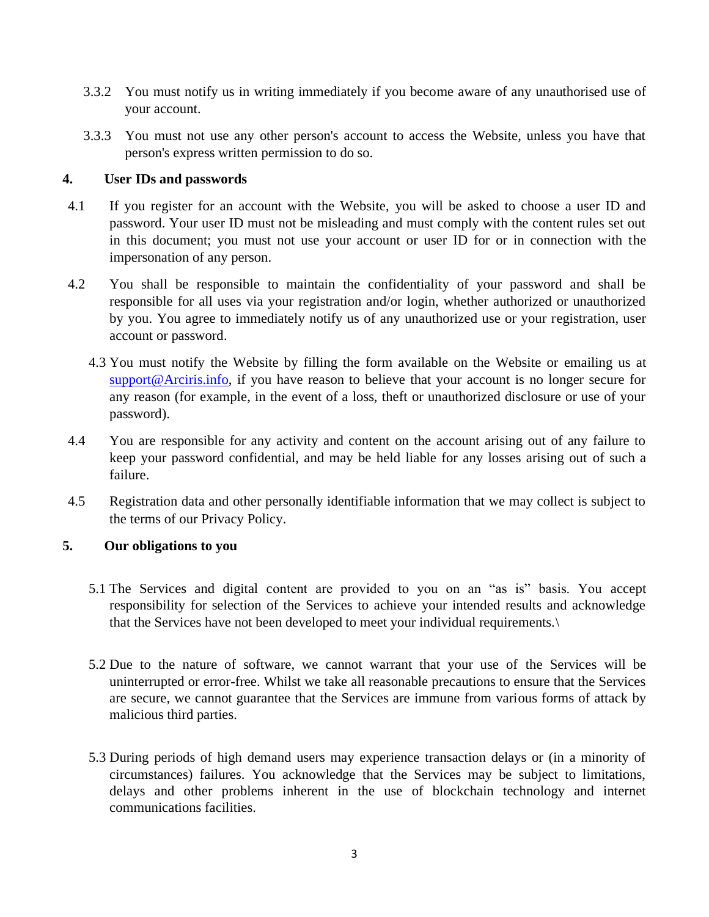3.3.2 You must notify us in writing immediately if you become aware of any unauthorised use of your account.

3.3.3 You must not use any other person's account to access the Website, unless you have that person's express written permission to do so.

## 4. User IDs and passwords

4.1 If you register for an account with the Website, you will be asked to choose a user ID and password. Your user ID must not be misleading and must comply with the content rules set out in this document; you must not use your account or user ID for or in connection with the impersonation of any person.

4.2 You shall be responsible to maintain the confidentiality of your password and shall be responsible for all uses via your registration and/or login, whether authorized or unauthorized by you. You agree to immediately notify us of any unauthorized use or your registration, user account or password.

4.3 You must notify the Website by filling the form available on the Website or emailing us at [support@Arciris.info](mailto:support@Arciris.info), if you have reason to believe that your account is no longer secure for any reason (for example, in the event of a loss, theft or unauthorized disclosure or use of your password).

4.4 You are responsible for any activity and content on the account arising out of any failure to keep your password confidential, and may be held liable for any losses arising out of such a failure.

4.5 Registration data and other personally identifiable information that we may collect is subject to the terms of our Privacy Policy.

## 5. Our obligations to you

5.1 The Services and digital content are provided to you on an "as is" basis. You accept responsibility for selection of the Services to achieve your intended results and acknowledge that the Services have not been developed to meet your individual requirements.\

5.2 Due to the nature of software, we cannot warrant that your use of the Services will be uninterrupted or error-free. Whilst we take all reasonable precautions to ensure that the Services are secure, we cannot guarantee that the Services are immune from various forms of attack by malicious third parties.

5.3 During periods of high demand users may experience transaction delays or (in a minority of circumstances) failures. You acknowledge that the Services may be subject to limitations, delays and other problems inherent in the use of blockchain technology and internet communications facilities.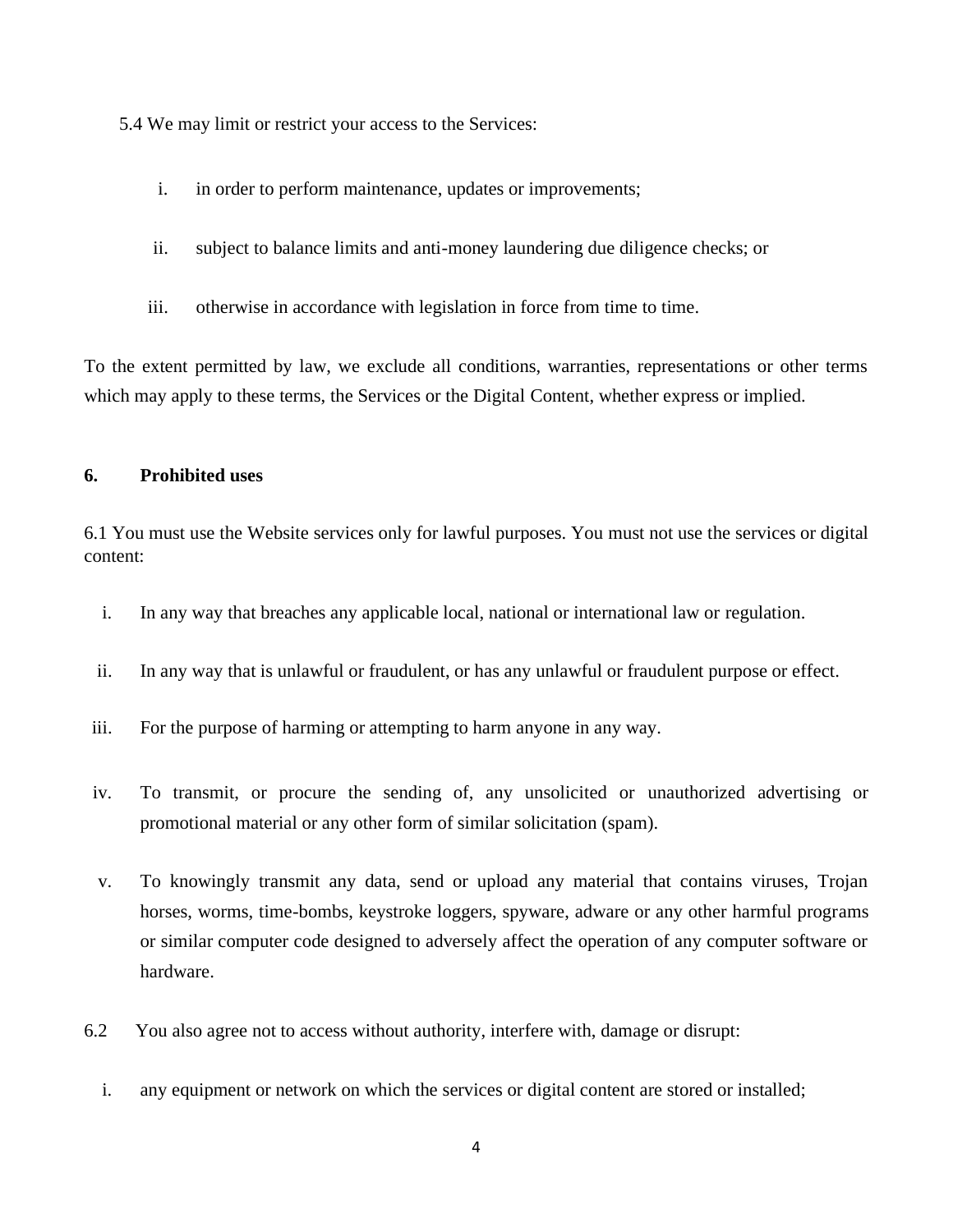5.4 We may limit or restrict your access to the Services:

i. in order to perform maintenance, updates or improvements;

ii. subject to balance limits and anti-money laundering due diligence checks; or

iii. otherwise in accordance with legislation in force from time to time.

To the extent permitted by law, we exclude all conditions, warranties, representations or other terms which may apply to these terms, the Services or the Digital Content, whether express or implied.

## 6. Prohibited uses

6.1 You must use the Website services only for lawful purposes. You must not use the services or digital content:

i. In any way that breaches any applicable local, national or international law or regulation.

ii. In any way that is unlawful or fraudulent, or has any unlawful or fraudulent purpose or effect.

iii. For the purpose of harming or attempting to harm anyone in any way.

iv. To transmit, or procure the sending of, any unsolicited or unauthorized advertising or promotional material or any other form of similar solicitation (spam).

v. To knowingly transmit any data, send or upload any material that contains viruses, Trojan horses, worms, time-bombs, keystroke loggers, spyware, adware or any other harmful programs or similar computer code designed to adversely affect the operation of any computer software or hardware.

6.2 You also agree not to access without authority, interfere with, damage or disrupt:

i. any equipment or network on which the services or digital content are stored or installed;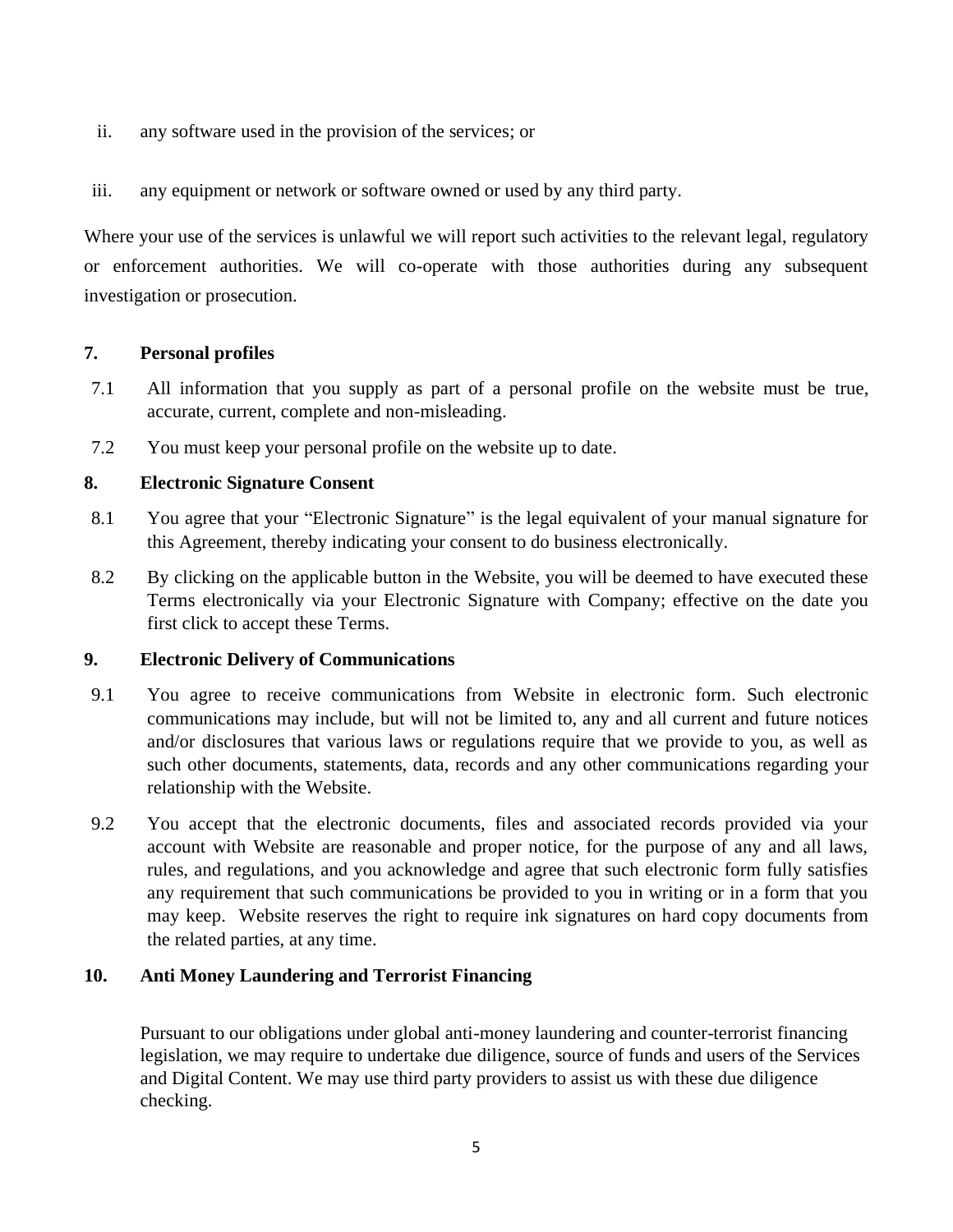ii. any software used in the provision of the services; or

iii. any equipment or network or software owned or used by any third party.

Where your use of the services is unlawful we will report such activities to the relevant legal, regulatory or enforcement authorities. We will co-operate with those authorities during any subsequent investigation or prosecution.

## 7. Personal profiles

7.1 All information that you supply as part of a personal profile on the website must be true, accurate, current, complete and non-misleading.

7.2 You must keep your personal profile on the website up to date.

## 8. Electronic Signature Consent

8.1 You agree that your "Electronic Signature" is the legal equivalent of your manual signature for this Agreement, thereby indicating your consent to do business electronically.

8.2 By clicking on the applicable button in the Website, you will be deemed to have executed these Terms electronically via your Electronic Signature with Company; effective on the date you first click to accept these Terms.

## 9. Electronic Delivery of Communications

9.1 You agree to receive communications from Website in electronic form. Such electronic communications may include, but will not be limited to, any and all current and future notices and/or disclosures that various laws or regulations require that we provide to you, as well as such other documents, statements, data, records and any other communications regarding your relationship with the Website.

9.2 You accept that the electronic documents, files and associated records provided via your account with Website are reasonable and proper notice, for the purpose of any and all laws, rules, and regulations, and you acknowledge and agree that such electronic form fully satisfies any requirement that such communications be provided to you in writing or in a form that you may keep. Website reserves the right to require ink signatures on hard copy documents from the related parties, at any time.

## 10. Anti Money Laundering and Terrorist Financing

Pursuant to our obligations under global anti-money laundering and counter-terrorist financing legislation, we may require to undertake due diligence, source of funds and users of the Services and Digital Content. We may use third party providers to assist us with these due diligence checking.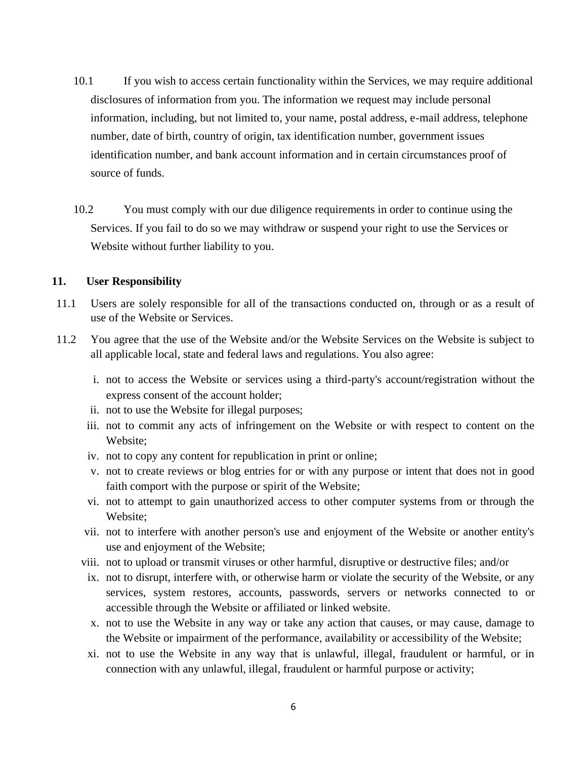10.1 If you wish to access certain functionality within the Services, we may require additional disclosures of information from you. The information we request may include personal information, including, but not limited to, your name, postal address, e-mail address, telephone number, date of birth, country of origin, tax identification number, government issues identification number, and bank account information and in certain circumstances proof of source of funds.

10.2 You must comply with our due diligence requirements in order to continue using the Services. If you fail to do so we may withdraw or suspend your right to use the Services or Website without further liability to you.

## 11. User Responsibility

11.1 Users are solely responsible for all of the transactions conducted on, through or as a result of use of the Website or Services.

11.2 You agree that the use of the Website and/or the Website Services on the Website is subject to all applicable local, state and federal laws and regulations. You also agree:

i. not to access the Website or services using a third-party's account/registration without the express consent of the account holder;

ii. not to use the Website for illegal purposes;

iii. not to commit any acts of infringement on the Website or with respect to content on the Website;

iv. not to copy any content for republication in print or online;

v. not to create reviews or blog entries for or with any purpose or intent that does not in good faith comport with the purpose or spirit of the Website;

vi. not to attempt to gain unauthorized access to other computer systems from or through the Website;

vii. not to interfere with another person's use and enjoyment of the Website or another entity's use and enjoyment of the Website;

viii. not to upload or transmit viruses or other harmful, disruptive or destructive files; and/or

ix. not to disrupt, interfere with, or otherwise harm or violate the security of the Website, or any services, system restores, accounts, passwords, servers or networks connected to or accessible through the Website or affiliated or linked website.

x. not to use the Website in any way or take any action that causes, or may cause, damage to the Website or impairment of the performance, availability or accessibility of the Website;

xi. not to use the Website in any way that is unlawful, illegal, fraudulent or harmful, or in connection with any unlawful, illegal, fraudulent or harmful purpose or activity;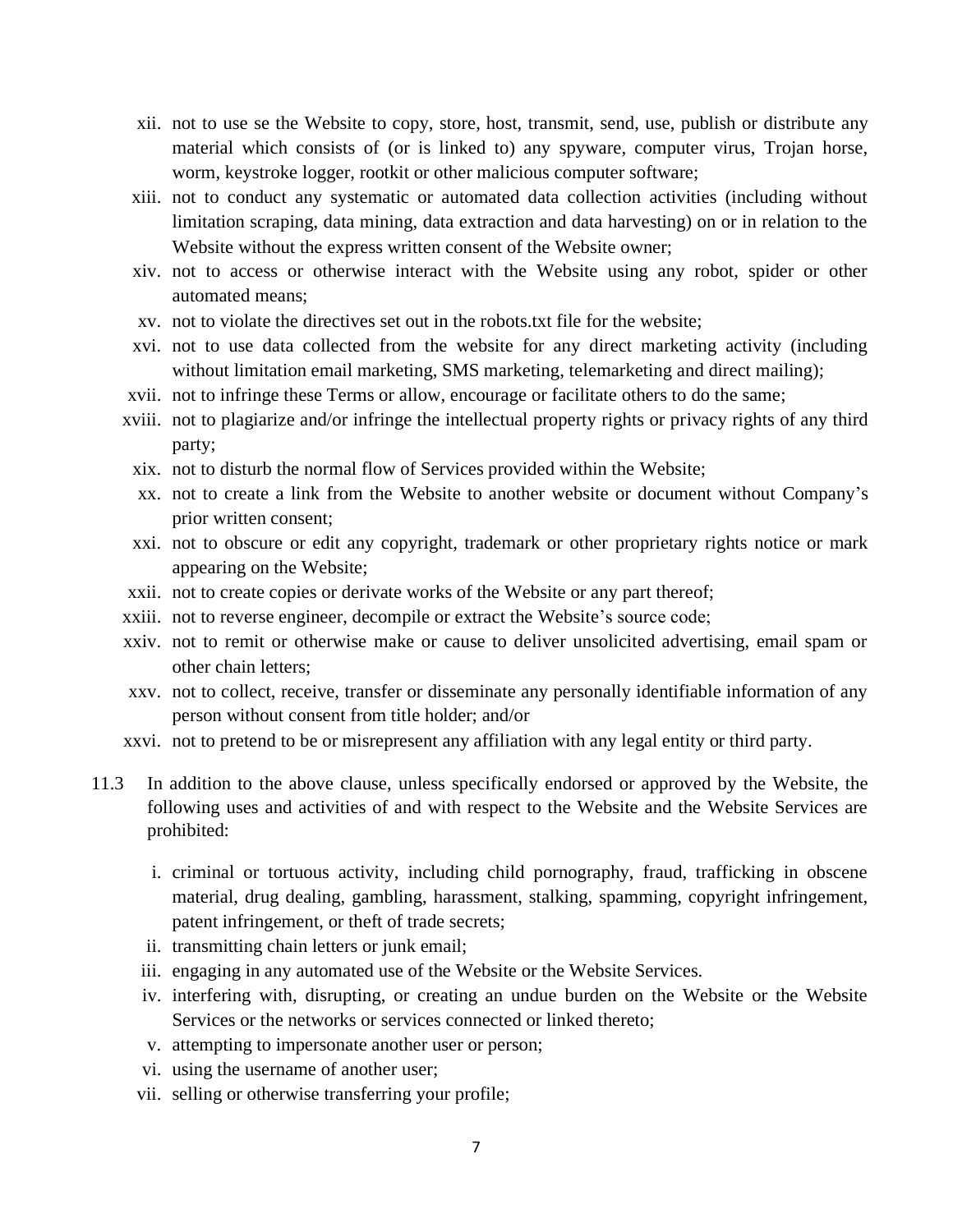xii. not to use se the Website to copy, store, host, transmit, send, use, publish or distribute any material which consists of (or is linked to) any spyware, computer virus, Trojan horse, worm, keystroke logger, rootkit or other malicious computer software;

xiii. not to conduct any systematic or automated data collection activities (including without limitation scraping, data mining, data extraction and data harvesting) on or in relation to the Website without the express written consent of the Website owner;

xiv. not to access or otherwise interact with the Website using any robot, spider or other automated means;

xv. not to violate the directives set out in the robots.txt file for the website;

xvi. not to use data collected from the website for any direct marketing activity (including without limitation email marketing, SMS marketing, telemarketing and direct mailing);

xvii. not to infringe these Terms or allow, encourage or facilitate others to do the same;

xviii. not to plagiarize and/or infringe the intellectual property rights or privacy rights of any third party;

xix. not to disturb the normal flow of Services provided within the Website;

xx. not to create a link from the Website to another website or document without Company's prior written consent;

xxi. not to obscure or edit any copyright, trademark or other proprietary rights notice or mark appearing on the Website;

xxii. not to create copies or derivate works of the Website or any part thereof;

xxiii. not to reverse engineer, decompile or extract the Website's source code;

xxiv. not to remit or otherwise make or cause to deliver unsolicited advertising, email spam or other chain letters;

xxv. not to collect, receive, transfer or disseminate any personally identifiable information of any person without consent from title holder; and/or

xxvi. not to pretend to be or misrepresent any affiliation with any legal entity or third party.

11.3 In addition to the above clause, unless specifically endorsed or approved by the Website, the following uses and activities of and with respect to the Website and the Website Services are prohibited:

i. criminal or tortuous activity, including child pornography, fraud, trafficking in obscene material, drug dealing, gambling, harassment, stalking, spamming, copyright infringement, patent infringement, or theft of trade secrets;

ii. transmitting chain letters or junk email;

iii. engaging in any automated use of the Website or the Website Services.

iv. interfering with, disrupting, or creating an undue burden on the Website or the Website Services or the networks or services connected or linked thereto;

v. attempting to impersonate another user or person;

vi. using the username of another user;

vii. selling or otherwise transferring your profile;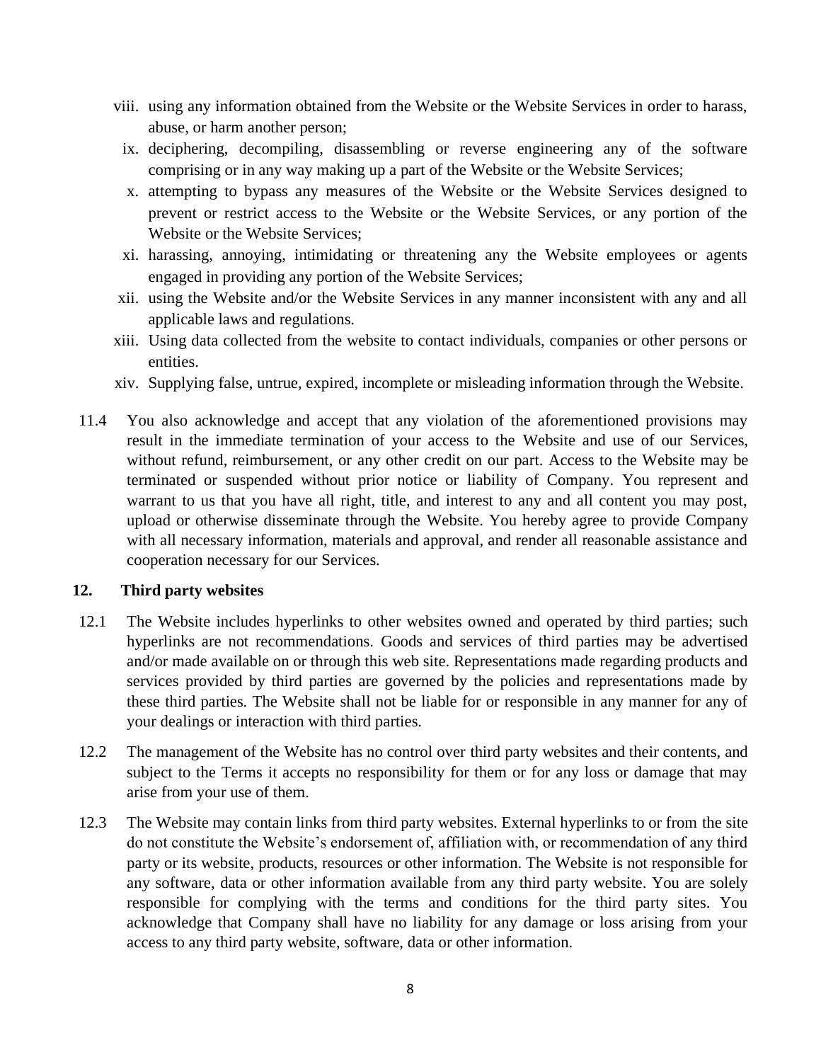viii. using any information obtained from the Website or the Website Services in order to harass, abuse, or harm another person;

ix. deciphering, decompiling, disassembling or reverse engineering any of the software comprising or in any way making up a part of the Website or the Website Services;

x. attempting to bypass any measures of the Website or the Website Services designed to prevent or restrict access to the Website or the Website Services, or any portion of the Website or the Website Services;

xi. harassing, annoying, intimidating or threatening any the Website employees or agents engaged in providing any portion of the Website Services;

xii. using the Website and/or the Website Services in any manner inconsistent with any and all applicable laws and regulations.

xiii. Using data collected from the website to contact individuals, companies or other persons or entities.

xiv. Supplying false, untrue, expired, incomplete or misleading information through the Website.

11.4 You also acknowledge and accept that any violation of the aforementioned provisions may result in the immediate termination of your access to the Website and use of our Services, without refund, reimbursement, or any other credit on our part. Access to the Website may be terminated or suspended without prior notice or liability of Company. You represent and warrant to us that you have all right, title, and interest to any and all content you may post, upload or otherwise disseminate through the Website. You hereby agree to provide Company with all necessary information, materials and approval, and render all reasonable assistance and cooperation necessary for our Services.

## 12. Third party websites

12.1 The Website includes hyperlinks to other websites owned and operated by third parties; such hyperlinks are not recommendations. Goods and services of third parties may be advertised and/or made available on or through this web site. Representations made regarding products and services provided by third parties are governed by the policies and representations made by these third parties. The Website shall not be liable for or responsible in any manner for any of your dealings or interaction with third parties.

12.2 The management of the Website has no control over third party websites and their contents, and subject to the Terms it accepts no responsibility for them or for any loss or damage that may arise from your use of them.

12.3 The Website may contain links from third party websites. External hyperlinks to or from the site do not constitute the Website's endorsement of, affiliation with, or recommendation of any third party or its website, products, resources or other information. The Website is not responsible for any software, data or other information available from any third party website. You are solely responsible for complying with the terms and conditions for the third party sites. You acknowledge that Company shall have no liability for any damage or loss arising from your access to any third party website, software, data or other information.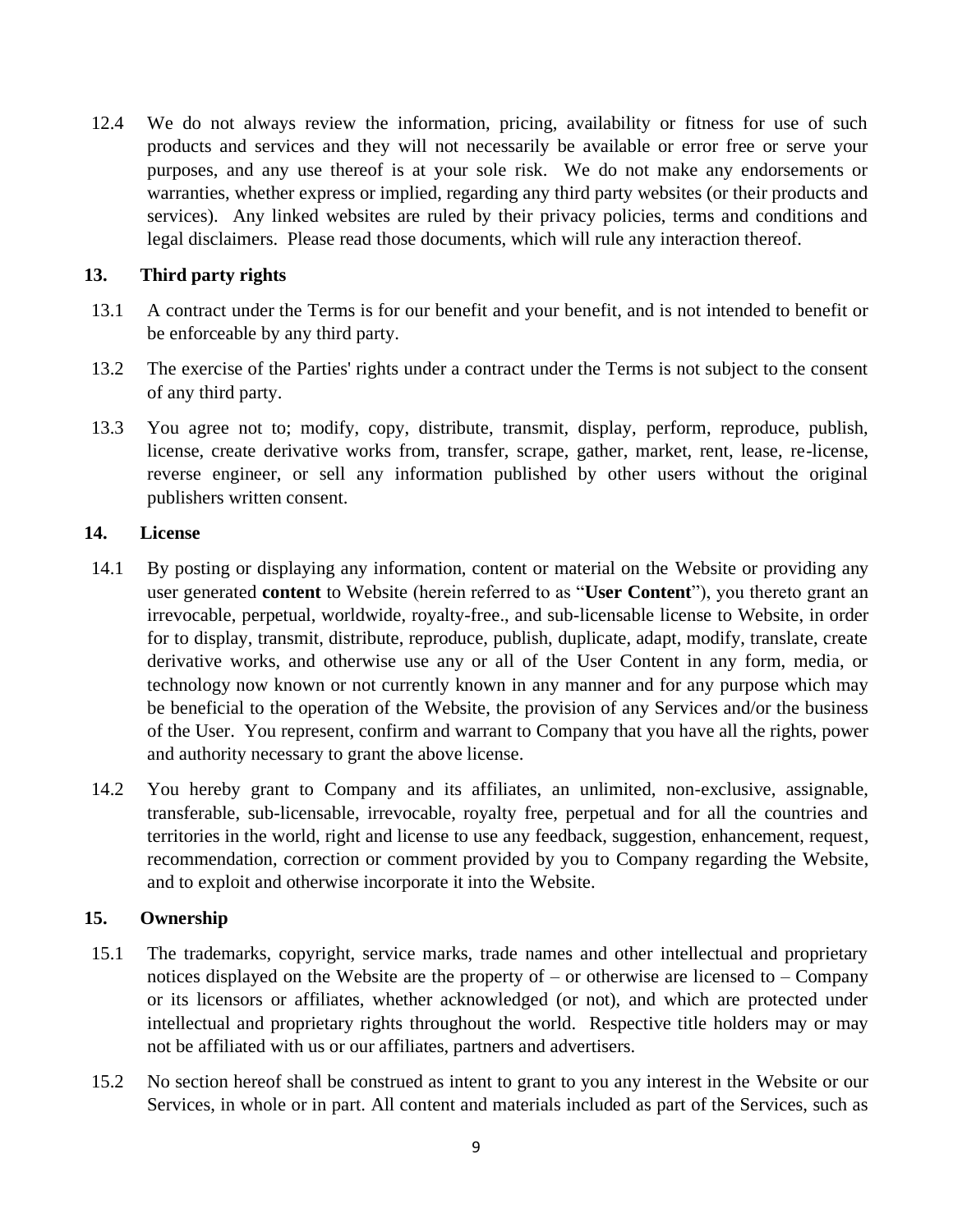12.4 We do not always review the information, pricing, availability or fitness for use of such products and services and they will not necessarily be available or error free or serve your purposes, and any use thereof is at your sole risk. We do not make any endorsements or warranties, whether express or implied, regarding any third party websites (or their products and services). Any linked websites are ruled by their privacy policies, terms and conditions and legal disclaimers. Please read those documents, which will rule any interaction thereof.

## 13. Third party rights

13.1 A contract under the Terms is for our benefit and your benefit, and is not intended to benefit or be enforceable by any third party.

13.2 The exercise of the Parties' rights under a contract under the Terms is not subject to the consent of any third party.

13.3 You agree not to; modify, copy, distribute, transmit, display, perform, reproduce, publish, license, create derivative works from, transfer, scrape, gather, market, rent, lease, re-license, reverse engineer, or sell any information published by other users without the original publishers written consent.

## 14. License

14.1 By posting or displaying any information, content or material on the Website or providing any user generated **content** to Website (herein referred to as "**User Content**"), you thereto grant an irrevocable, perpetual, worldwide, royalty-free., and sub-licensable license to Website, in order for to display, transmit, distribute, reproduce, publish, duplicate, adapt, modify, translate, create derivative works, and otherwise use any or all of the User Content in any form, media, or technology now known or not currently known in any manner and for any purpose which may be beneficial to the operation of the Website, the provision of any Services and/or the business of the User. You represent, confirm and warrant to Company that you have all the rights, power and authority necessary to grant the above license.

14.2 You hereby grant to Company and its affiliates, an unlimited, non-exclusive, assignable, transferable, sub-licensable, irrevocable, royalty free, perpetual and for all the countries and territories in the world, right and license to use any feedback, suggestion, enhancement, request, recommendation, correction or comment provided by you to Company regarding the Website, and to exploit and otherwise incorporate it into the Website.

## 15. Ownership

15.1 The trademarks, copyright, service marks, trade names and other intellectual and proprietary notices displayed on the Website are the property of – or otherwise are licensed to – Company or its licensors or affiliates, whether acknowledged (or not), and which are protected under intellectual and proprietary rights throughout the world. Respective title holders may or may not be affiliated with us or our affiliates, partners and advertisers.

15.2 No section hereof shall be construed as intent to grant to you any interest in the Website or our Services, in whole or in part. All content and materials included as part of the Services, such as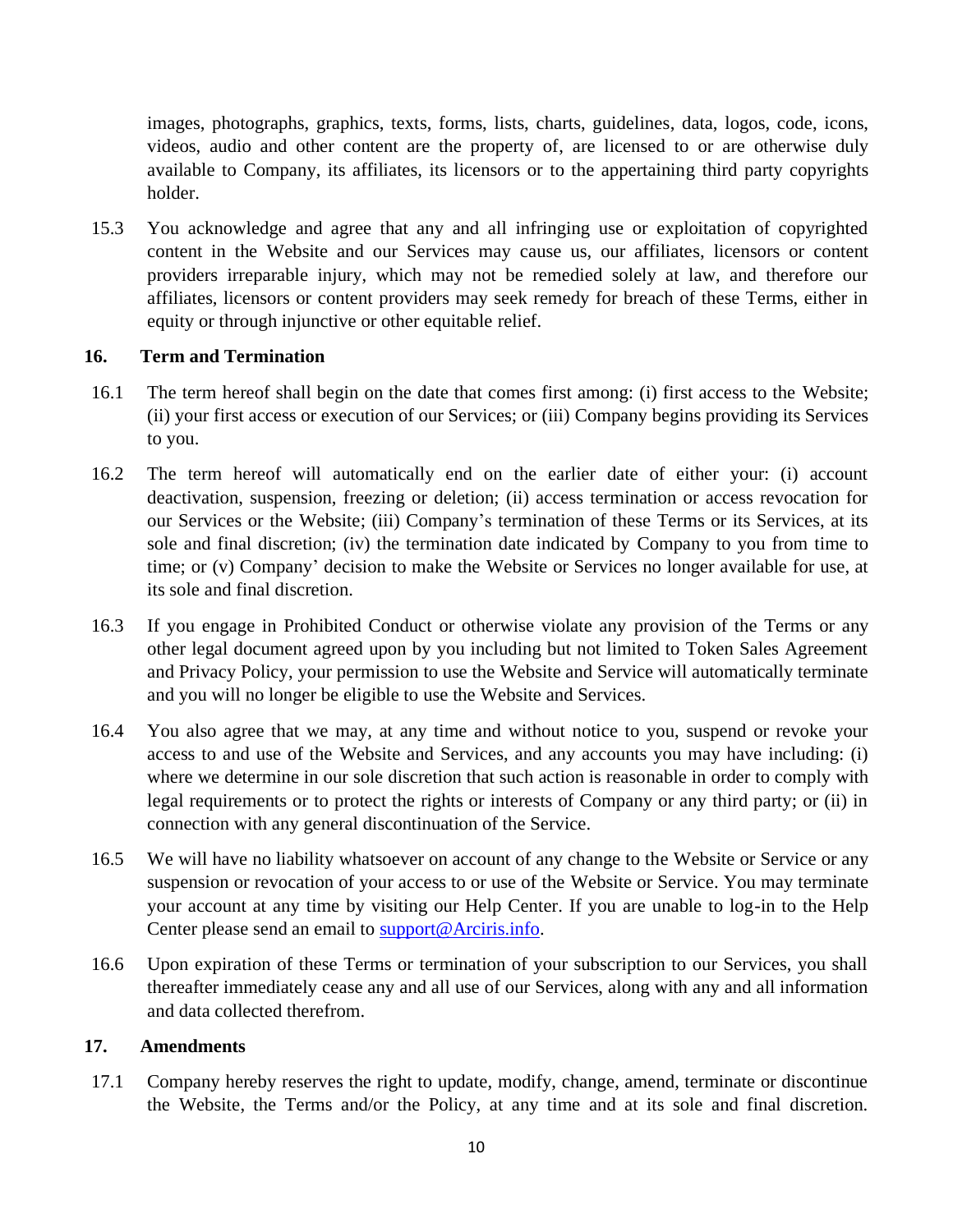images, photographs, graphics, texts, forms, lists, charts, guidelines, data, logos, code, icons, videos, audio and other content are the property of, are licensed to or are otherwise duly available to Company, its affiliates, its licensors or to the appertaining third party copyrights holder.

15.3 You acknowledge and agree that any and all infringing use or exploitation of copyrighted content in the Website and our Services may cause us, our affiliates, licensors or content providers irreparable injury, which may not be remedied solely at law, and therefore our affiliates, licensors or content providers may seek remedy for breach of these Terms, either in equity or through injunctive or other equitable relief.

## 16. Term and Termination

16.1 The term hereof shall begin on the date that comes first among: (i) first access to the Website; (ii) your first access or execution of our Services; or (iii) Company begins providing its Services to you.

16.2 The term hereof will automatically end on the earlier date of either your: (i) account deactivation, suspension, freezing or deletion; (ii) access termination or access revocation for our Services or the Website; (iii) Company's termination of these Terms or its Services, at its sole and final discretion; (iv) the termination date indicated by Company to you from time to time; or (v) Company' decision to make the Website or Services no longer available for use, at its sole and final discretion.

16.3 If you engage in Prohibited Conduct or otherwise violate any provision of the Terms or any other legal document agreed upon by you including but not limited to Token Sales Agreement and Privacy Policy, your permission to use the Website and Service will automatically terminate and you will no longer be eligible to use the Website and Services.

16.4 You also agree that we may, at any time and without notice to you, suspend or revoke your access to and use of the Website and Services, and any accounts you may have including: (i) where we determine in our sole discretion that such action is reasonable in order to comply with legal requirements or to protect the rights or interests of Company or any third party; or (ii) in connection with any general discontinuation of the Service.

16.5 We will have no liability whatsoever on account of any change to the Website or Service or any suspension or revocation of your access to or use of the Website or Service. You may terminate your account at any time by visiting our Help Center. If you are unable to log-in to the Help Center please send an email to [support@Arciris.info](mailto:support@Arciris.info).

16.6 Upon expiration of these Terms or termination of your subscription to our Services, you shall thereafter immediately cease any and all use of our Services, along with any and all information and data collected therefrom.

## 17. Amendments

17.1 Company hereby reserves the right to update, modify, change, amend, terminate or discontinue the Website, the Terms and/or the Policy, at any time and at its sole and final discretion.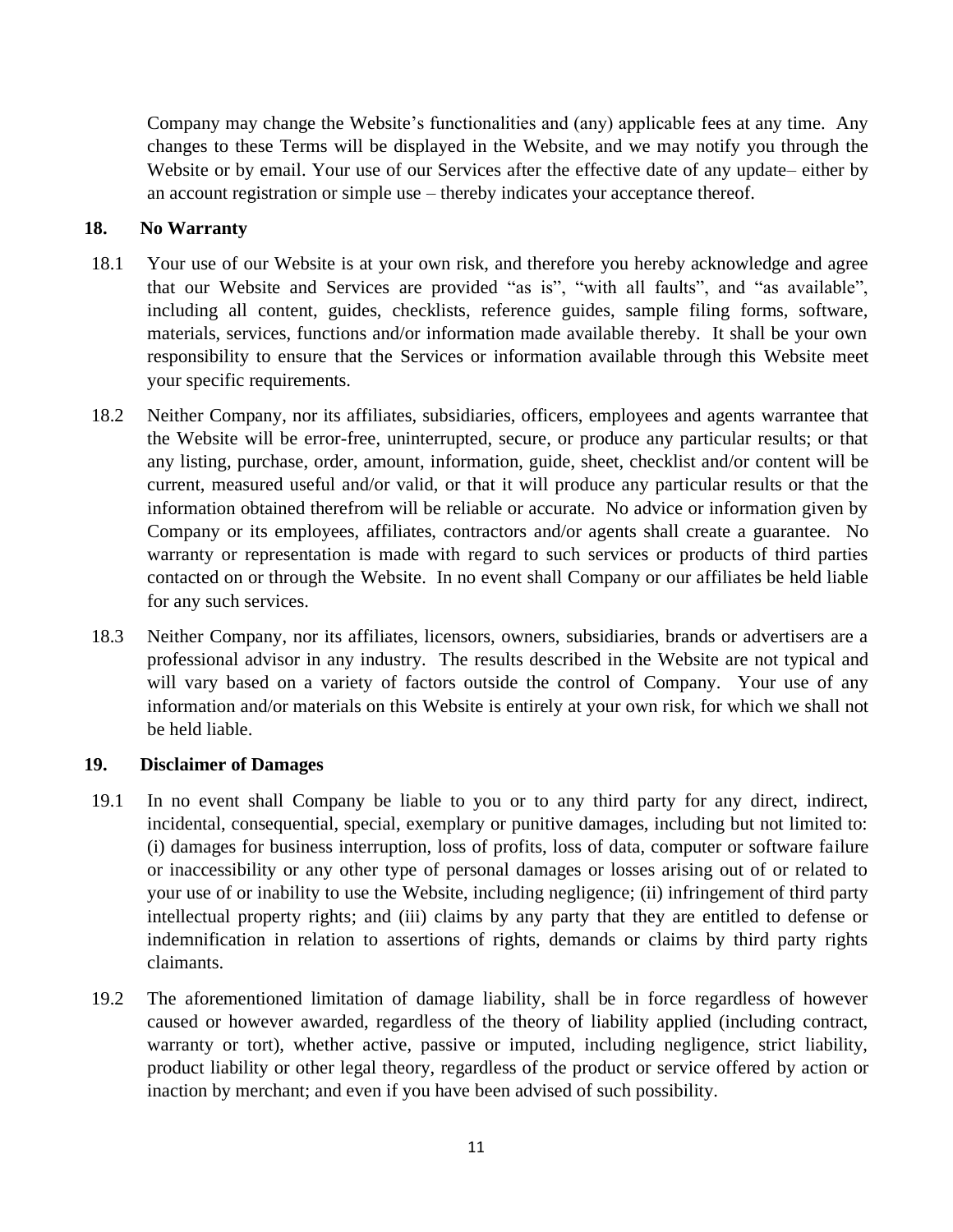Company may change the Website's functionalities and (any) applicable fees at any time. Any changes to these Terms will be displayed in the Website, and we may notify you through the Website or by email. Your use of our Services after the effective date of any update– either by an account registration or simple use – thereby indicates your acceptance thereof.

## 18. No Warranty

18.1 Your use of our Website is at your own risk, and therefore you hereby acknowledge and agree that our Website and Services are provided "as is", "with all faults", and "as available", including all content, guides, checklists, reference guides, sample filing forms, software, materials, services, functions and/or information made available thereby. It shall be your own responsibility to ensure that the Services or information available through this Website meet your specific requirements.

18.2 Neither Company, nor its affiliates, subsidiaries, officers, employees and agents warrantee that the Website will be error-free, uninterrupted, secure, or produce any particular results; or that any listing, purchase, order, amount, information, guide, sheet, checklist and/or content will be current, measured useful and/or valid, or that it will produce any particular results or that the information obtained therefrom will be reliable or accurate. No advice or information given by Company or its employees, affiliates, contractors and/or agents shall create a guarantee. No warranty or representation is made with regard to such services or products of third parties contacted on or through the Website. In no event shall Company or our affiliates be held liable for any such services.

18.3 Neither Company, nor its affiliates, licensors, owners, subsidiaries, brands or advertisers are a professional advisor in any industry. The results described in the Website are not typical and will vary based on a variety of factors outside the control of Company. Your use of any information and/or materials on this Website is entirely at your own risk, for which we shall not be held liable.

## 19. Disclaimer of Damages

19.1 In no event shall Company be liable to you or to any third party for any direct, indirect, incidental, consequential, special, exemplary or punitive damages, including but not limited to: (i) damages for business interruption, loss of profits, loss of data, computer or software failure or inaccessibility or any other type of personal damages or losses arising out of or related to your use of or inability to use the Website, including negligence; (ii) infringement of third party intellectual property rights; and (iii) claims by any party that they are entitled to defense or indemnification in relation to assertions of rights, demands or claims by third party rights claimants.

19.2 The aforementioned limitation of damage liability, shall be in force regardless of however caused or however awarded, regardless of the theory of liability applied (including contract, warranty or tort), whether active, passive or imputed, including negligence, strict liability, product liability or other legal theory, regardless of the product or service offered by action or inaction by merchant; and even if you have been advised of such possibility.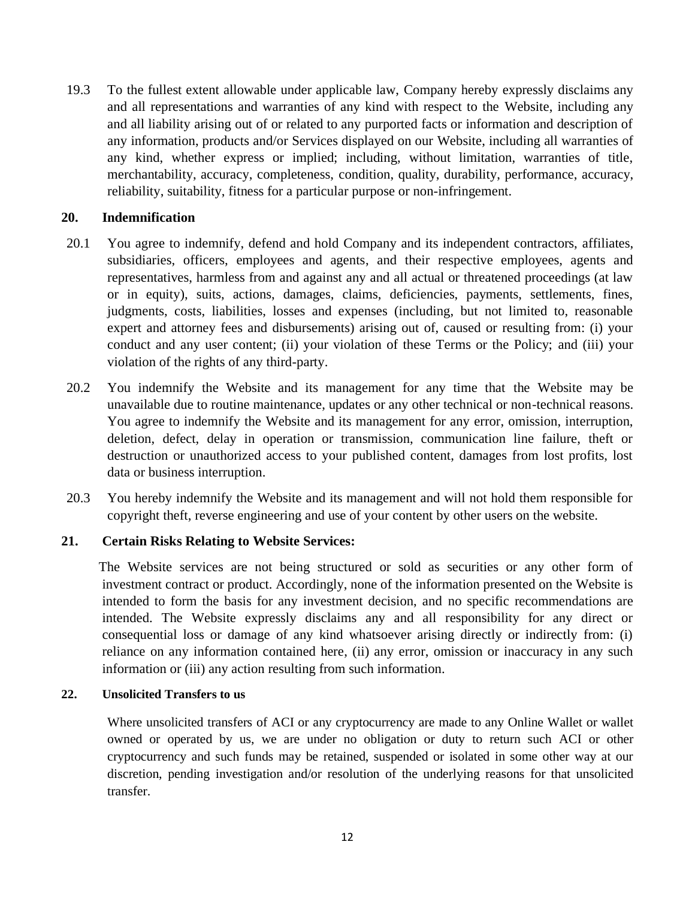19.3 To the fullest extent allowable under applicable law, Company hereby expressly disclaims any and all representations and warranties of any kind with respect to the Website, including any and all liability arising out of or related to any purported facts or information and description of any information, products and/or Services displayed on our Website, including all warranties of any kind, whether express or implied; including, without limitation, warranties of title, merchantability, accuracy, completeness, condition, quality, durability, performance, accuracy, reliability, suitability, fitness for a particular purpose or non-infringement.

## 20. Indemnification

20.1 You agree to indemnify, defend and hold Company and its independent contractors, affiliates, subsidiaries, officers, employees and agents, and their respective employees, agents and representatives, harmless from and against any and all actual or threatened proceedings (at law or in equity), suits, actions, damages, claims, deficiencies, payments, settlements, fines, judgments, costs, liabilities, losses and expenses (including, but not limited to, reasonable expert and attorney fees and disbursements) arising out of, caused or resulting from: (i) your conduct and any user content; (ii) your violation of these Terms or the Policy; and (iii) your violation of the rights of any third-party.

20.2 You indemnify the Website and its management for any time that the Website may be unavailable due to routine maintenance, updates or any other technical or non-technical reasons. You agree to indemnify the Website and its management for any error, omission, interruption, deletion, defect, delay in operation or transmission, communication line failure, theft or destruction or unauthorized access to your published content, damages from lost profits, lost data or business interruption.

20.3 You hereby indemnify the Website and its management and will not hold them responsible for copyright theft, reverse engineering and use of your content by other users on the website.

## 21. Certain Risks Relating to Website Services:

The Website services are not being structured or sold as securities or any other form of investment contract or product. Accordingly, none of the information presented on the Website is intended to form the basis for any investment decision, and no specific recommendations are intended. The Website expressly disclaims any and all responsibility for any direct or consequential loss or damage of any kind whatsoever arising directly or indirectly from: (i) reliance on any information contained here, (ii) any error, omission or inaccuracy in any such information or (iii) any action resulting from such information.

## 22. Unsolicited Transfers to us

Where unsolicited transfers of ACI or any cryptocurrency are made to any Online Wallet or wallet owned or operated by us, we are under no obligation or duty to return such ACI or other cryptocurrency and such funds may be retained, suspended or isolated in some other way at our discretion, pending investigation and/or resolution of the underlying reasons for that unsolicited transfer.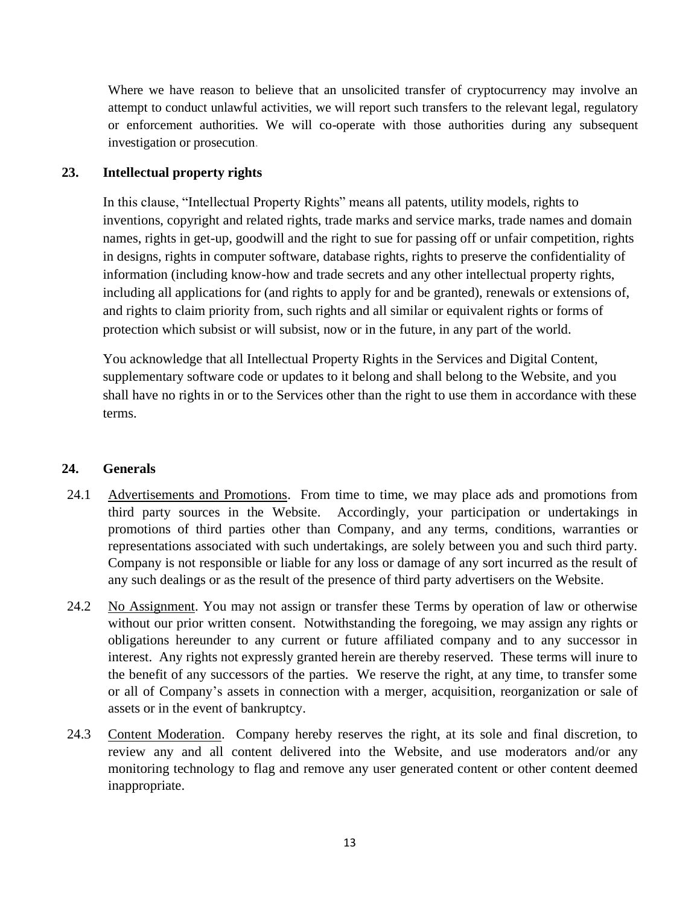Where we have reason to believe that an unsolicited transfer of cryptocurrency may involve an attempt to conduct unlawful activities, we will report such transfers to the relevant legal, regulatory or enforcement authorities. We will co-operate with those authorities during any subsequent investigation or prosecution.

## 23. Intellectual property rights

In this clause, "Intellectual Property Rights" means all patents, utility models, rights to inventions, copyright and related rights, trade marks and service marks, trade names and domain names, rights in get-up, goodwill and the right to sue for passing off or unfair competition, rights in designs, rights in computer software, database rights, rights to preserve the confidentiality of information (including know-how and trade secrets and any other intellectual property rights, including all applications for (and rights to apply for and be granted), renewals or extensions of, and rights to claim priority from, such rights and all similar or equivalent rights or forms of protection which subsist or will subsist, now or in the future, in any part of the world.

You acknowledge that all Intellectual Property Rights in the Services and Digital Content, supplementary software code or updates to it belong and shall belong to the Website, and you shall have no rights in or to the Services other than the right to use them in accordance with these terms.

## 24. Generals

24.1 Advertisements and Promotions. From time to time, we may place ads and promotions from third party sources in the Website. Accordingly, your participation or undertakings in promotions of third parties other than Company, and any terms, conditions, warranties or representations associated with such undertakings, are solely between you and such third party. Company is not responsible or liable for any loss or damage of any sort incurred as the result of any such dealings or as the result of the presence of third party advertisers on the Website.

24.2 No Assignment. You may not assign or transfer these Terms by operation of law or otherwise without our prior written consent. Notwithstanding the foregoing, we may assign any rights or obligations hereunder to any current or future affiliated company and to any successor in interest. Any rights not expressly granted herein are thereby reserved. These terms will inure to the benefit of any successors of the parties. We reserve the right, at any time, to transfer some or all of Company's assets in connection with a merger, acquisition, reorganization or sale of assets or in the event of bankruptcy.

24.3 Content Moderation. Company hereby reserves the right, at its sole and final discretion, to review any and all content delivered into the Website, and use moderators and/or any monitoring technology to flag and remove any user generated content or other content deemed inappropriate.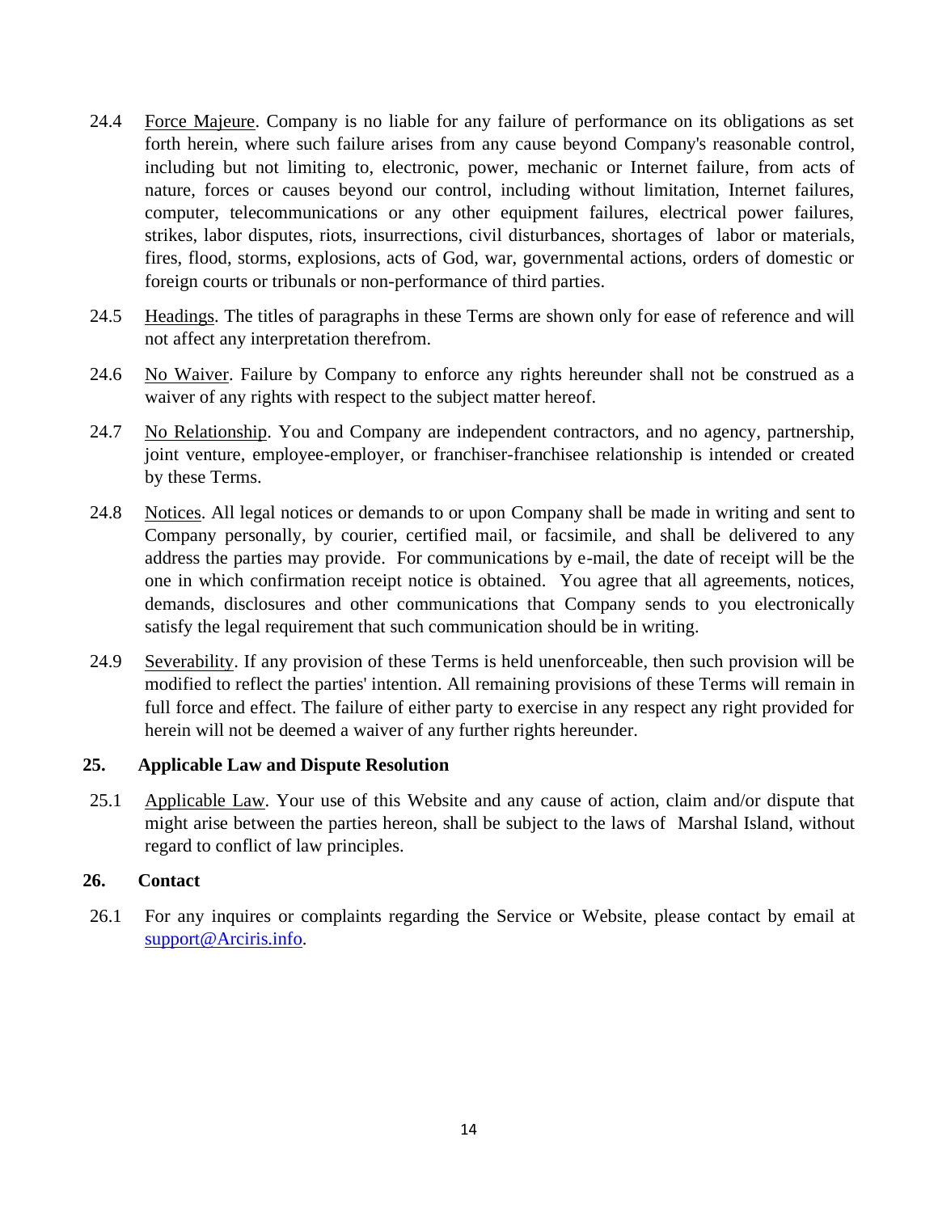24.4 <u>Force Majeure</u>. Company is no liable for any failure of performance on its obligations as set forth herein, where such failure arises from any cause beyond Company's reasonable control, including but not limiting to, electronic, power, mechanic or Internet failure, from acts of nature, forces or causes beyond our control, including without limitation, Internet failures, computer, telecommunications or any other equipment failures, electrical power failures, strikes, labor disputes, riots, insurrections, civil disturbances, shortages of labor or materials, fires, flood, storms, explosions, acts of God, war, governmental actions, orders of domestic or foreign courts or tribunals or non-performance of third parties.

24.5 <u>Headings</u>. The titles of paragraphs in these Terms are shown only for ease of reference and will not affect any interpretation therefrom.

24.6 <u>No Waiver</u>. Failure by Company to enforce any rights hereunder shall not be construed as a waiver of any rights with respect to the subject matter hereof.

24.7 <u>No Relationship</u>. You and Company are independent contractors, and no agency, partnership, joint venture, employee-employer, or franchiser-franchisee relationship is intended or created by these Terms.

24.8 <u>Notices</u>. All legal notices or demands to or upon Company shall be made in writing and sent to Company personally, by courier, certified mail, or facsimile, and shall be delivered to any address the parties may provide. For communications by e-mail, the date of receipt will be the one in which confirmation receipt notice is obtained. You agree that all agreements, notices, demands, disclosures and other communications that Company sends to you electronically satisfy the legal requirement that such communication should be in writing.

24.9 <u>Severability</u>. If any provision of these Terms is held unenforceable, then such provision will be modified to reflect the parties' intention. All remaining provisions of these Terms will remain in full force and effect. The failure of either party to exercise in any respect any right provided for herein will not be deemed a waiver of any further rights hereunder.

## 25. Applicable Law and Dispute Resolution

25.1 <u>Applicable Law</u>. Your use of this Website and any cause of action, claim and/or dispute that might arise between the parties hereon, shall be subject to the laws of Marshal Island, without regard to conflict of law principles.

## 26. Contact

26.1 For any inquires or complaints regarding the Service or Website, please contact by email at support@Arciris.info.